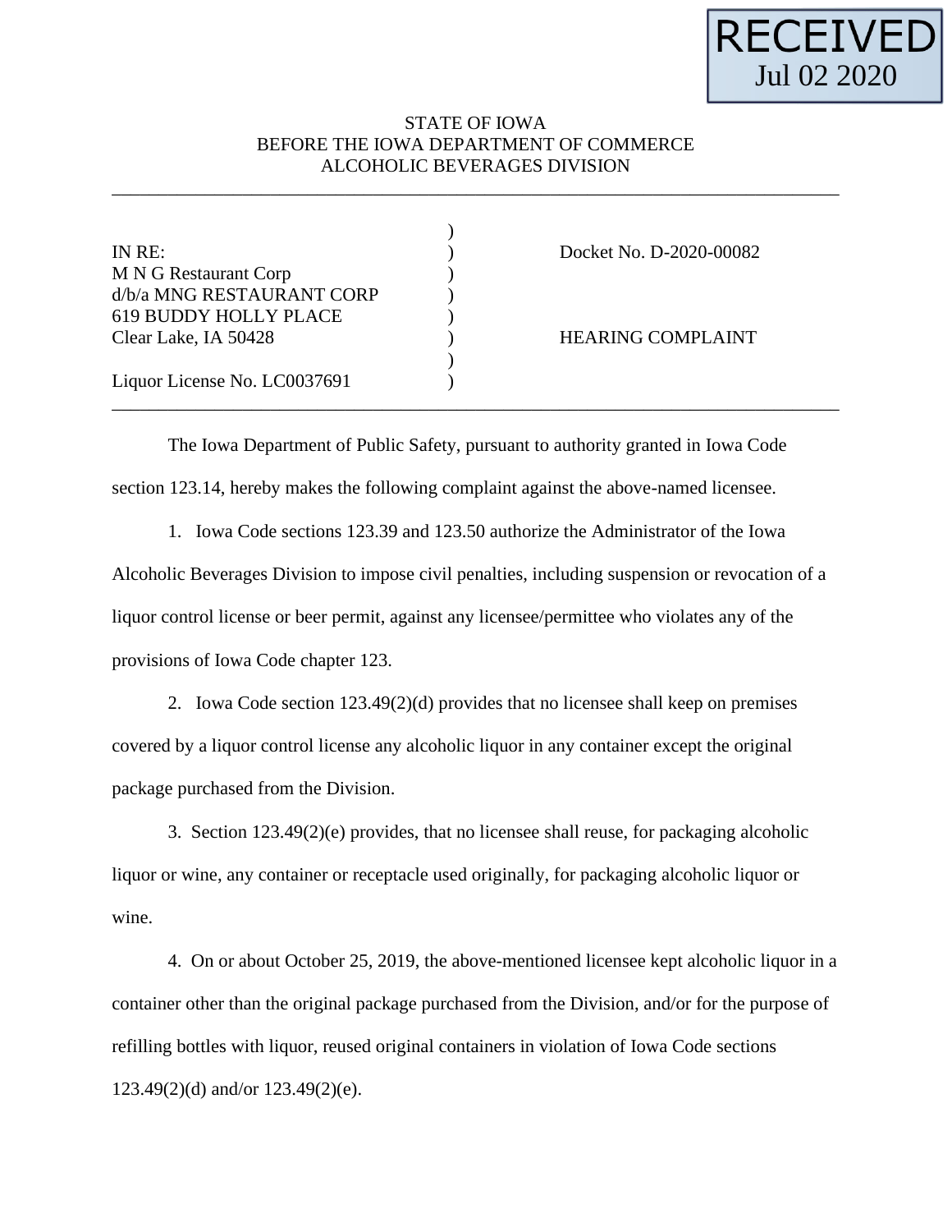RECEIVED
Jul 02 2020

STATE OF IOWA
BEFORE THE IOWA DEPARTMENT OF COMMERCE
ALCOHOLIC BEVERAGES DIVISION

| | |
|---|---|
| IN RE:<br>M N G Restaurant Corp<br>d/b/a MNG RESTAURANT CORP<br>619 BUDDY HOLLY PLACE<br>Clear Lake, IA 50428<br><br>Liquor License No. LC0037691 | Docket No. D-2020-00082<br><br><br><br>HEARING COMPLAINT |

The Iowa Department of Public Safety, pursuant to authority granted in Iowa Code section 123.14, hereby makes the following complaint against the above-named licensee.

1. Iowa Code sections 123.39 and 123.50 authorize the Administrator of the Iowa Alcoholic Beverages Division to impose civil penalties, including suspension or revocation of a liquor control license or beer permit, against any licensee/permittee who violates any of the provisions of Iowa Code chapter 123.

2. Iowa Code section 123.49(2)(d) provides that no licensee shall keep on premises covered by a liquor control license any alcoholic liquor in any container except the original package purchased from the Division.

3. Section 123.49(2)(e) provides, that no licensee shall reuse, for packaging alcoholic liquor or wine, any container or receptacle used originally, for packaging alcoholic liquor or wine.

4. On or about October 25, 2019, the above-mentioned licensee kept alcoholic liquor in a container other than the original package purchased from the Division, and/or for the purpose of refilling bottles with liquor, reused original containers in violation of Iowa Code sections 123.49(2)(d) and/or 123.49(2)(e).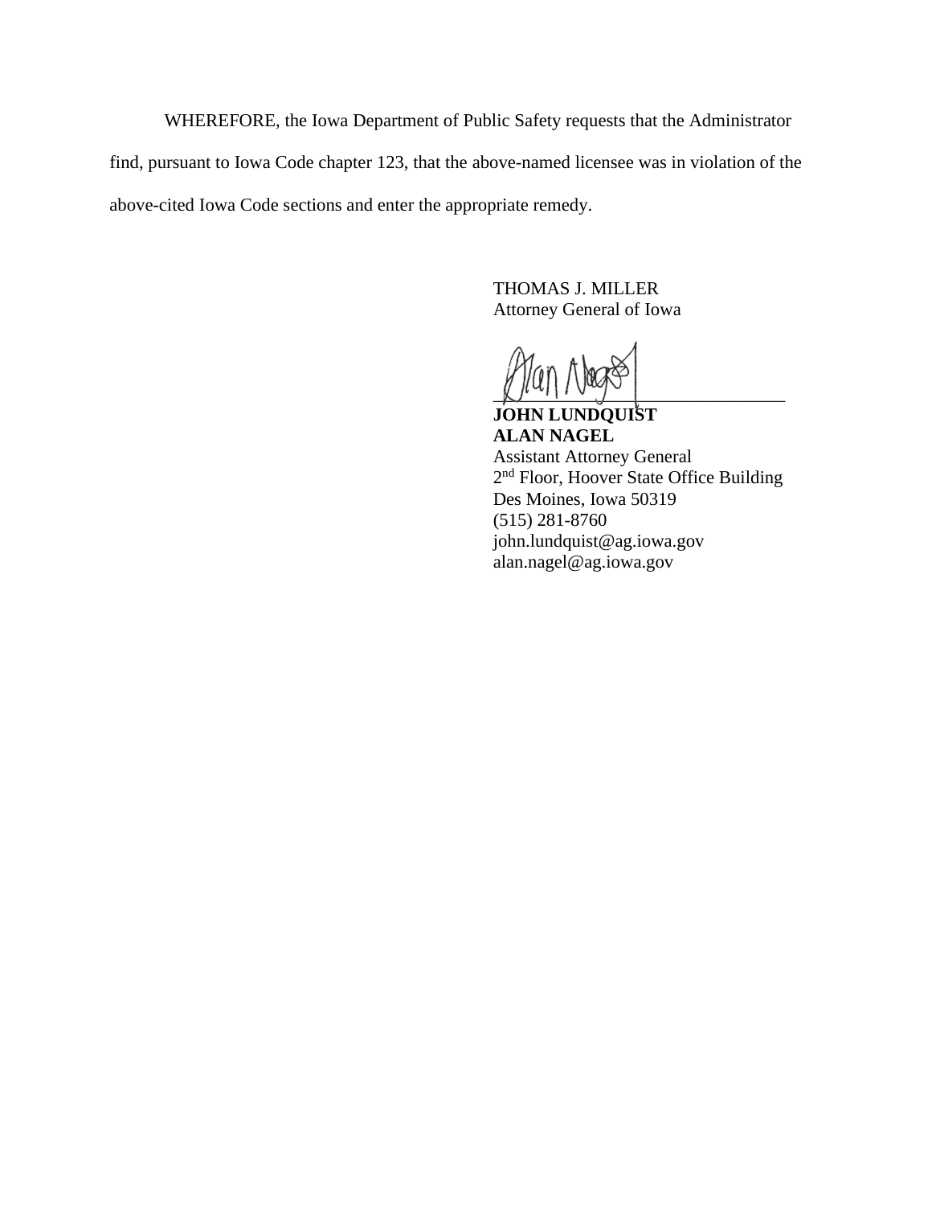WHEREFORE, the Iowa Department of Public Safety requests that the Administrator find, pursuant to Iowa Code chapter 123, that the above-named licensee was in violation of the above-cited Iowa Code sections and enter the appropriate remedy.

THOMAS J. MILLER  
Attorney General of Iowa

\_\_\_\_\_\_\_\_\_\_\_\_\_\_\_\_\_\_\_\_\_\_\_\_\_\_\_\_\_\_\_\_\_\_

**JOHN LUNDQUIST**  
**ALAN NAGEL**  
Assistant Attorney General  
2nd Floor, Hoover State Office Building  
Des Moines, Iowa 50319  
(515) 281-8760  
john.lundquist@ag.iowa.gov  
alan.nagel@ag.iowa.gov